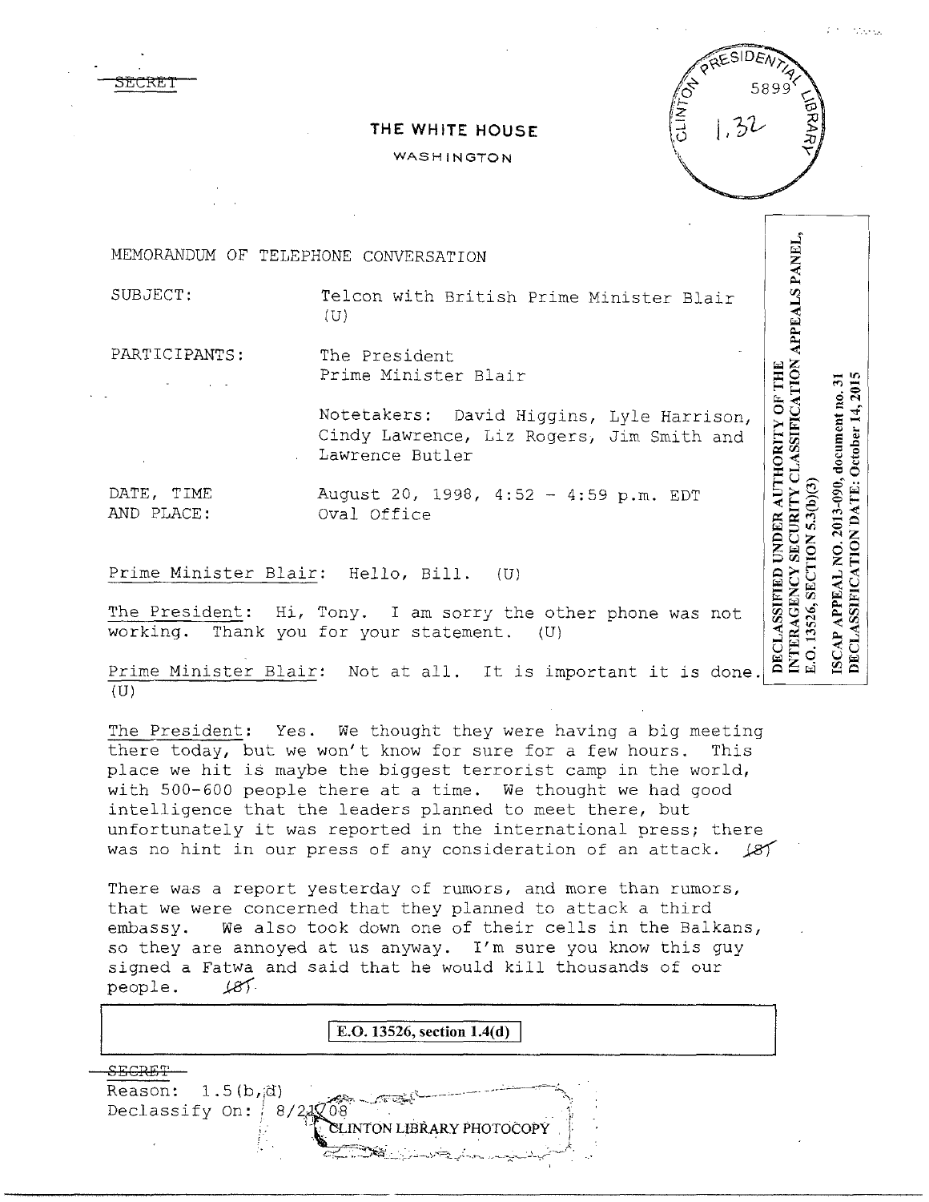SECRET

**THE WHITE HOUSE**

WASHINGTON

CLINTON PRESIDENTIAL LIBRARY 5899 1,32

DECLASSIFIED UNDER AUTHORITY OF THE INTERAGENCY SECURITY CLASSIFICATION APPEALS PANEL, E.O. 13526, SECTION 5.3(b)(3)

ISCAP APPEAL NO. 2013-090, document no. 31
DECLASSIFICATION DATE: October 14, 2015

MEMORANDUM OF TELEPHONE CONVERSATION

SUBJECT: Telcon with British Prime Minister Blair (U)

PARTICIPANTS: The President
Prime Minister Blair

Notetakers: David Higgins, Lyle Harrison, Cindy Lawrence, Liz Rogers, Jim Smith and Lawrence Butler

DATE, TIME AND PLACE: August 20, 1998, 4:52 - 4:59 p.m. EDT
Oval Office

Prime Minister Blair: Hello, Bill. (U)

The President: Hi, Tony. I am sorry the other phone was not working. Thank you for your statement. (U)

Prime Minister Blair: Not at all. It is important it is done. (U)

The President: Yes. We thought they were having a big meeting there today, but we won't know for sure for a few hours. This place we hit is maybe the biggest terrorist camp in the world, with 500-600 people there at a time. We thought we had good intelligence that the leaders planned to meet there, but unfortunately it was reported in the international press; there was no hint in our press of any consideration of an attack. (S)

There was a report yesterday of rumors, and more than rumors, that we were concerned that they planned to attack a third embassy. We also took down one of their cells in the Balkans, so they are annoyed at us anyway. I'm sure you know this guy signed a Fatwa and said that he would kill thousands of our people. (S)

E.O. 13526, section 1.4(d)

SECRET
Reason: 1.5(b,d)
Declassify On: 8/21/08

CLINTON LIBRARY PHOTOCOPY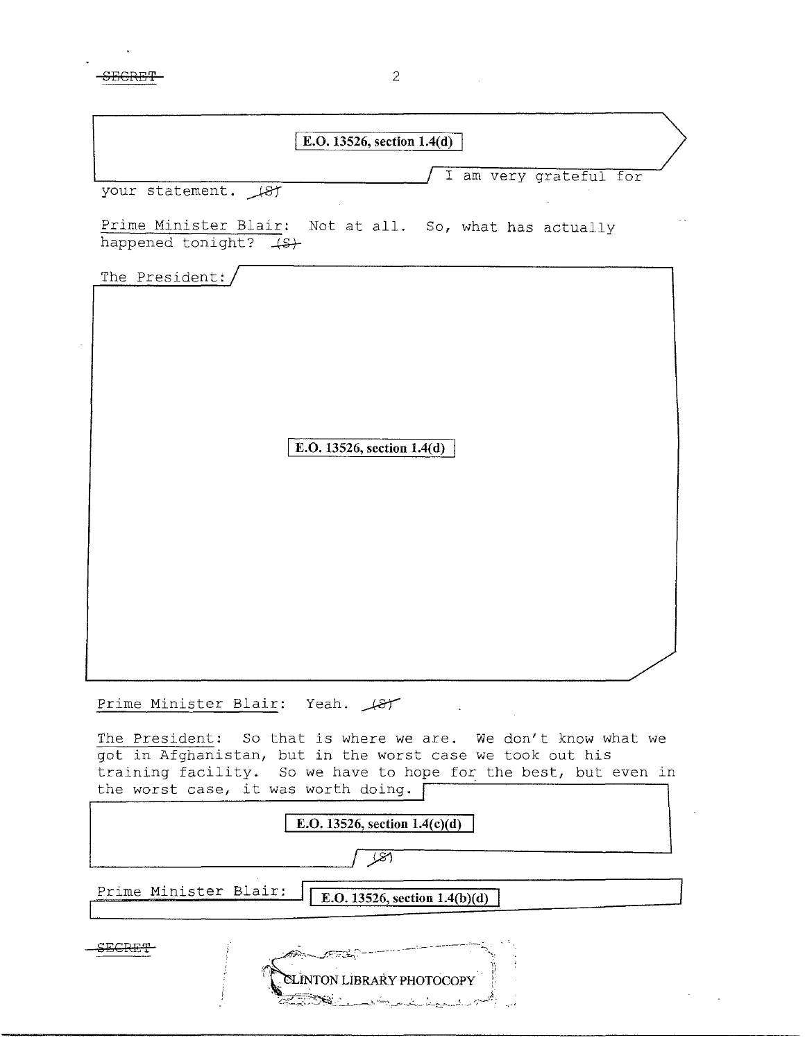E.O. 13526, section 1.4(d)

I am very grateful for your statement. (S)

Prime Minister Blair: Not at all. So, what has actually happened tonight? (S)

The President:

E.O. 13526, section 1.4(d)

Prime Minister Blair: Yeah. (S)

The President: So that is where we are. We don't know what we got in Afghanistan, but in the worst case we took out his training facility. So we have to hope for the best, but even in the worst case, it was worth doing.

E.O. 13526, section 1.4(c)(d)

(S)

Prime Minister Blair: E.O. 13526, section 1.4(b)(d)

CLINTON LIBRARY PHOTOCOPY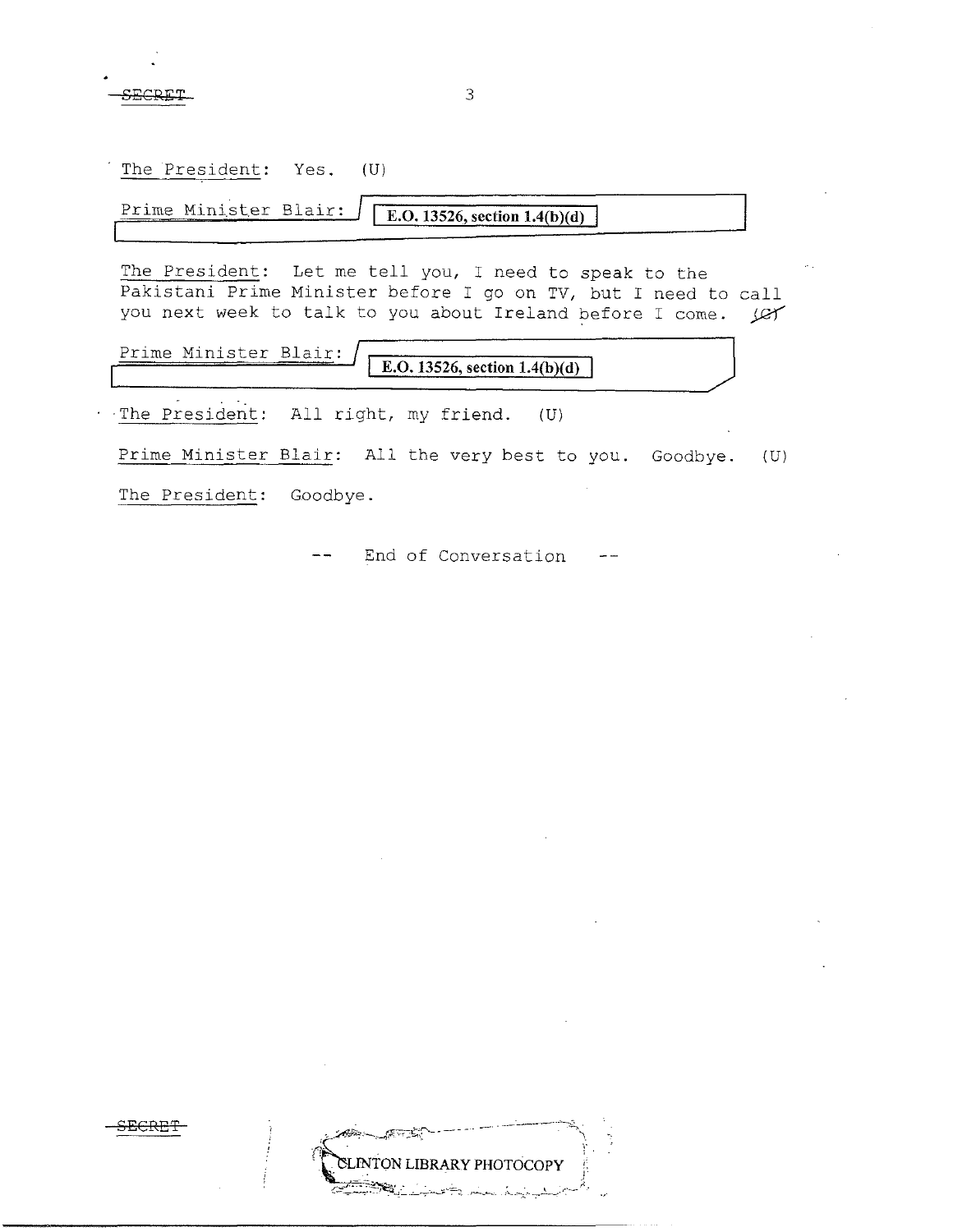The President: Yes. (U)

Prime Minister Blair: E.O. 13526, section 1.4(b)(d)

The President: Let me tell you, I need to speak to the Pakistani Prime Minister before I go on TV, but I need to call you next week to talk to you about Ireland before I come. (C)

Prime Minister Blair: E.O. 13526, section 1.4(b)(d)

The President: All right, my friend. (U)

Prime Minister Blair: All the very best to you. Goodbye. (U)

The President: Goodbye.

-- End of Conversation --

CLINTON LIBRARY PHOTOCOPY